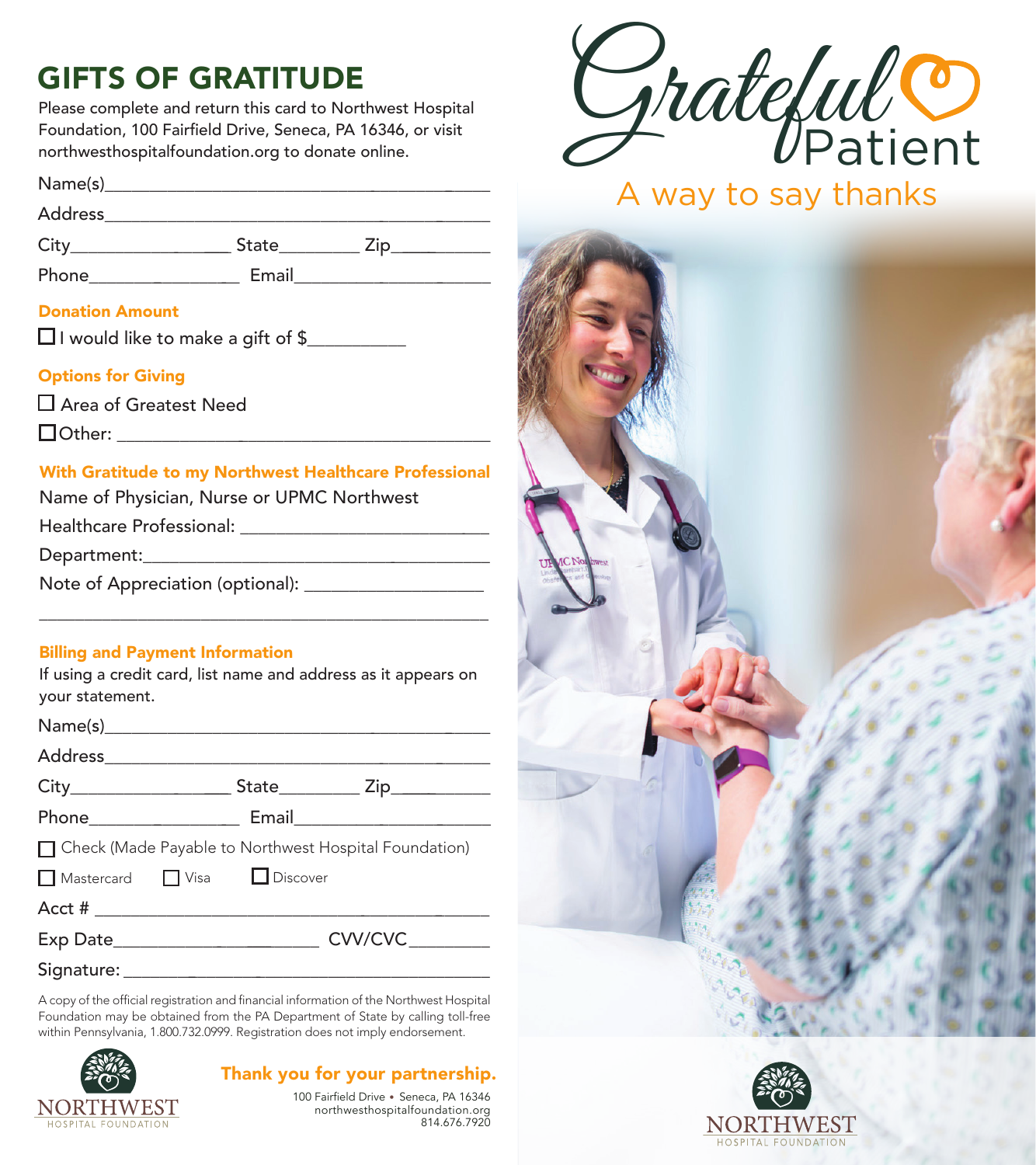# GIFTS OF GRATITUDE

Please complete and return this card to Northwest Hospital Foundation, 100 Fairfield Drive, Seneca, PA 16346, or visit northwesthospitalfoundation.org to donate online.

Name(s)\_\_\_\_\_\_\_\_\_\_\_\_\_\_\_\_\_\_\_\_\_\_\_\_\_\_\_\_\_\_\_\_\_\_\_\_

Address\_\_\_\_\_\_\_\_\_\_\_\_\_\_\_\_\_\_\_\_\_\_\_\_\_\_\_\_\_\_\_\_\_\_\_\_

City\_\_\_\_\_\_\_\_\_\_\_\_\_\_\_ State\_\_\_\_\_\_\_ Zip\_\_\_\_\_\_\_\_\_

Phone\_\_\_\_\_\_\_\_\_\_\_\_\_\_ Email\_\_\_\_\_\_\_\_\_\_\_\_\_\_\_\_\_\_

## Donation Amount

☐ I would like to make a gift of $\_\_\_\_\_\_\_\_\_\_

## Options for Giving

☐ Area of Greatest Need

☐ Other: \_\_\_\_\_\_\_\_\_\_\_\_\_\_\_\_\_\_\_\_\_\_\_\_\_\_\_\_\_\_\_\_\_\_\_

## With Gratitude to my Northwest Healthcare Professional

Name of Physician, Nurse or UPMC Northwest Healthcare Professional: \_\_\_\_\_\_\_\_\_\_\_\_\_\_\_\_\_\_\_\_\_\_

Department:\_\_\_\_\_\_\_\_\_\_\_\_\_\_\_\_\_\_\_\_\_\_\_\_\_\_\_\_\_\_\_\_\_\_

Note of Appreciation (optional): \_\_\_\_\_\_\_\_\_\_\_\_\_\_\_\_\_

\_\_\_\_\_\_\_\_\_\_\_\_\_\_\_\_\_\_\_\_\_\_\_\_\_\_\_\_\_\_\_\_\_\_\_\_\_\_\_\_\_\_\_\_

## Billing and Payment Information

If using a credit card, list name and address as it appears on your statement.

Name(s)\_\_\_\_\_\_\_\_\_\_\_\_\_\_\_\_\_\_\_\_\_\_\_\_\_\_\_\_\_\_\_\_\_\_\_\_

Address\_\_\_\_\_\_\_\_\_\_\_\_\_\_\_\_\_\_\_\_\_\_\_\_\_\_\_\_\_\_\_\_\_\_\_\_

City\_\_\_\_\_\_\_\_\_\_\_\_\_\_\_ State\_\_\_\_\_\_\_ Zip\_\_\_\_\_\_\_\_\_

Phone\_\_\_\_\_\_\_\_\_\_\_\_\_\_ Email\_\_\_\_\_\_\_\_\_\_\_\_\_\_\_\_\_\_

☐ Check (Made Payable to Northwest Hospital Foundation)

☐ Mastercard ☐ Visa ☐ Discover

Acct # \_\_\_\_\_\_\_\_\_\_\_\_\_\_\_\_\_\_\_\_\_\_\_\_\_\_\_\_\_\_\_\_\_\_\_\_\_\_

Exp Date\_\_\_\_\_\_\_\_\_\_\_\_\_\_\_\_\_\_\_\_ CVV/CVC\_\_\_\_\_\_\_\_

Signature: \_\_\_\_\_\_\_\_\_\_\_\_\_\_\_\_\_\_\_\_\_\_\_\_\_\_\_\_\_\_\_\_\_\_\_

A copy of the official registration and financial information of the Northwest Hospital Foundation may be obtained from the PA Department of State by calling toll-free within Pennsylvania, 1.800.732.0999. Registration does not imply endorsement.

NORTHWEST HOSPITAL FOUNDATION

**Thank you for your partnership.**

100 Fairfield Drive • Seneca, PA 16346
northwesthospitalfoundation.org
814.676.7920

# Grateful Patient

## A way to say thanks

NORTHWEST HOSPITAL FOUNDATION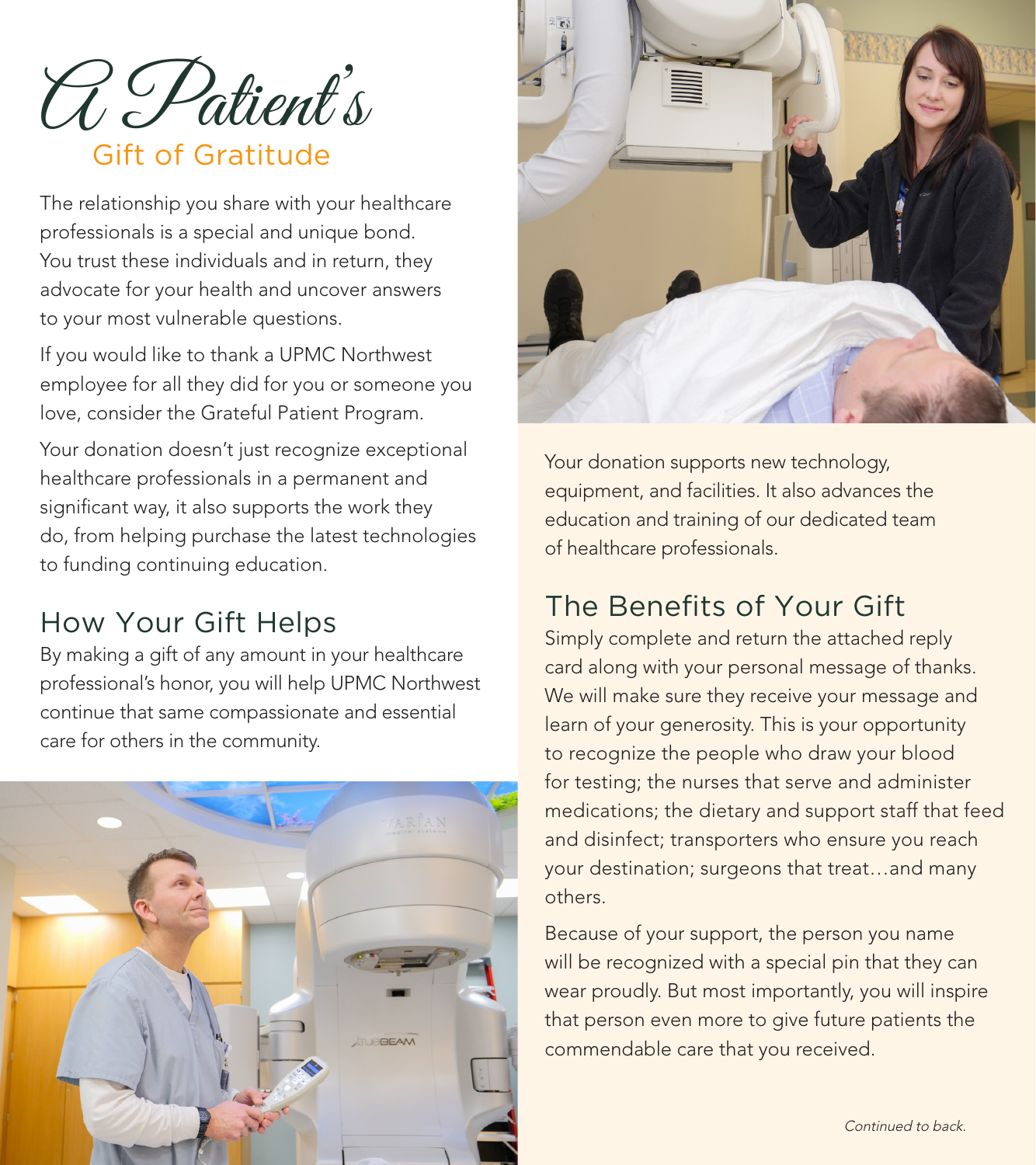# A Patient's

## Gift of Gratitude

The relationship you share with your healthcare professionals is a special and unique bond. You trust these individuals and in return, they advocate for your health and uncover answers to your most vulnerable questions.

If you would like to thank a UPMC Northwest employee for all they did for you or someone you love, consider the Grateful Patient Program.

Your donation doesn't just recognize exceptional healthcare professionals in a permanent and significant way, it also supports the work they do, from helping purchase the latest technologies to funding continuing education.

## How Your Gift Helps

By making a gift of any amount in your healthcare professional's honor, you will help UPMC Northwest continue that same compassionate and essential care for others in the community.

Your donation supports new technology, equipment, and facilities. It also advances the education and training of our dedicated team of healthcare professionals.

## The Benefits of Your Gift

Simply complete and return the attached reply card along with your personal message of thanks. We will make sure they receive your message and learn of your generosity. This is your opportunity to recognize the people who draw your blood for testing; the nurses that serve and administer medications; the dietary and support staff that feed and disinfect; transporters who ensure you reach your destination; surgeons that treat…and many others.

Because of your support, the person you name will be recognized with a special pin that they can wear proudly. But most importantly, you will inspire that person even more to give future patients the commendable care that you received.

*Continued to back.*